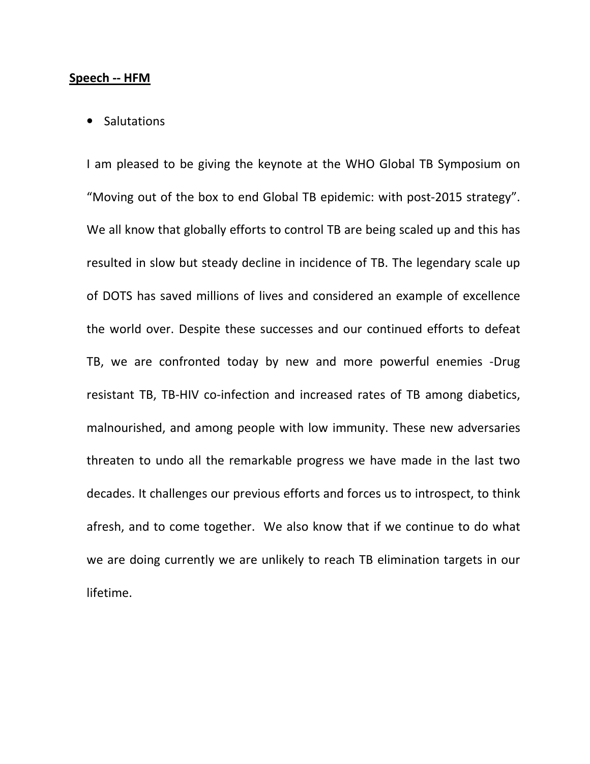**Speech -- HFM**

- Salutations

I am pleased to be giving the keynote at the WHO Global TB Symposium on "Moving out of the box to end Global TB epidemic: with post-2015 strategy". We all know that globally efforts to control TB are being scaled up and this has resulted in slow but steady decline in incidence of TB. The legendary scale up of DOTS has saved millions of lives and considered an example of excellence the world over. Despite these successes and our continued efforts to defeat TB, we are confronted today by new and more powerful enemies -Drug resistant TB, TB-HIV co-infection and increased rates of TB among diabetics, malnourished, and among people with low immunity. These new adversaries threaten to undo all the remarkable progress we have made in the last two decades. It challenges our previous efforts and forces us to introspect, to think afresh, and to come together. We also know that if we continue to do what we are doing currently we are unlikely to reach TB elimination targets in our lifetime.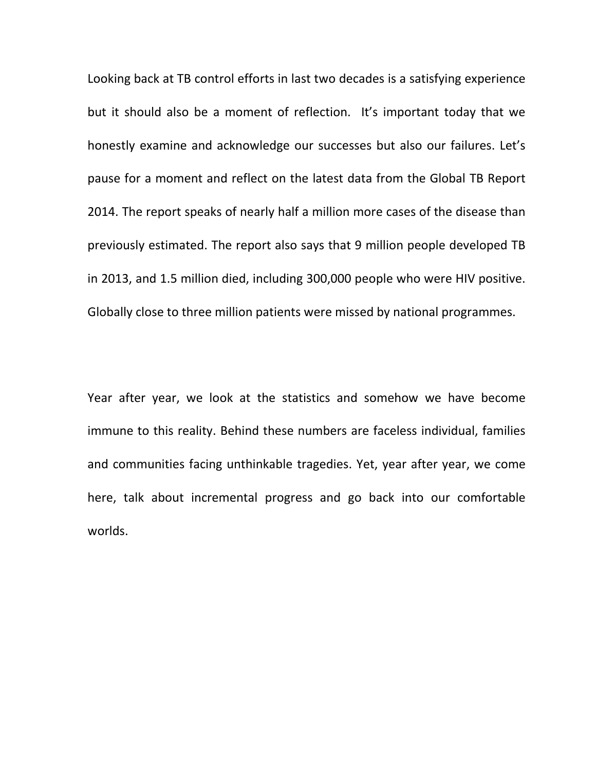Looking back at TB control efforts in last two decades is a satisfying experience but it should also be a moment of reflection. It's important today that we honestly examine and acknowledge our successes but also our failures. Let's pause for a moment and reflect on the latest data from the Global TB Report 2014. The report speaks of nearly half a million more cases of the disease than previously estimated. The report also says that 9 million people developed TB in 2013, and 1.5 million died, including 300,000 people who were HIV positive. Globally close to three million patients were missed by national programmes.

Year after year, we look at the statistics and somehow we have become immune to this reality. Behind these numbers are faceless individual, families and communities facing unthinkable tragedies. Yet, year after year, we come here, talk about incremental progress and go back into our comfortable worlds.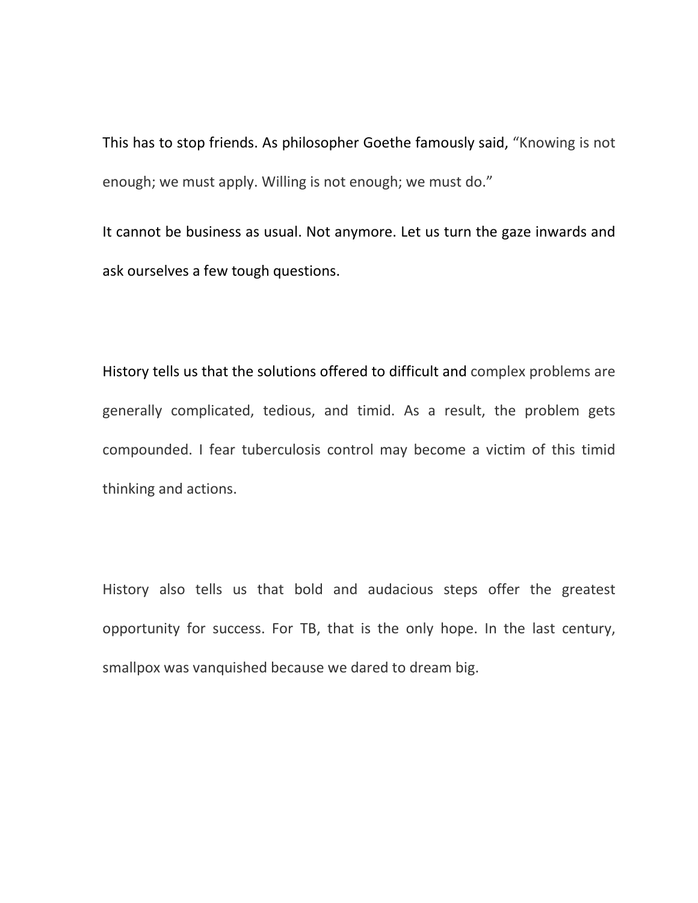This has to stop friends. As philosopher Goethe famously said, "Knowing is not enough; we must apply. Willing is not enough; we must do."

It cannot be business as usual. Not anymore. Let us turn the gaze inwards and ask ourselves a few tough questions.

History tells us that the solutions offered to difficult and complex problems are generally complicated, tedious, and timid. As a result, the problem gets compounded. I fear tuberculosis control may become a victim of this timid thinking and actions.

History also tells us that bold and audacious steps offer the greatest opportunity for success. For TB, that is the only hope. In the last century, smallpox was vanquished because we dared to dream big.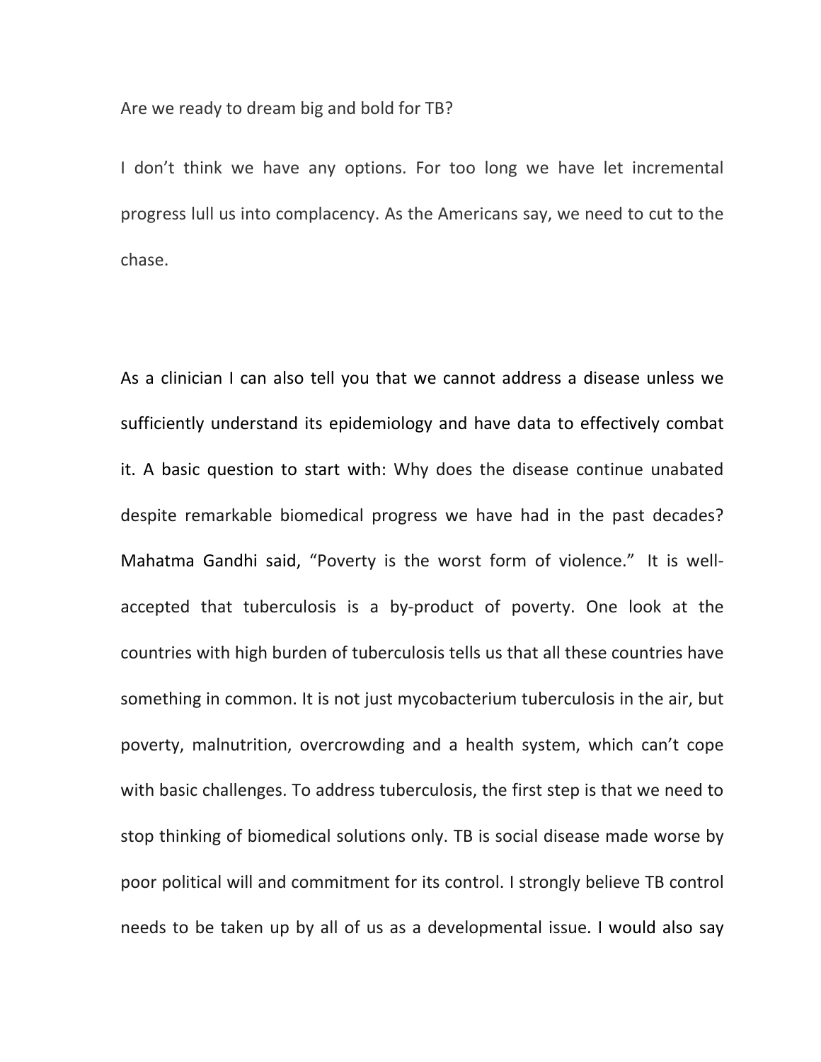Are we ready to dream big and bold for TB?

I don't think we have any options. For too long we have let incremental progress lull us into complacency. As the Americans say, we need to cut to the chase.

As a clinician I can also tell you that we cannot address a disease unless we sufficiently understand its epidemiology and have data to effectively combat it. A basic question to start with: Why does the disease continue unabated despite remarkable biomedical progress we have had in the past decades? Mahatma Gandhi said, "Poverty is the worst form of violence." It is well-accepted that tuberculosis is a by-product of poverty. One look at the countries with high burden of tuberculosis tells us that all these countries have something in common. It is not just mycobacterium tuberculosis in the air, but poverty, malnutrition, overcrowding and a health system, which can't cope with basic challenges. To address tuberculosis, the first step is that we need to stop thinking of biomedical solutions only. TB is social disease made worse by poor political will and commitment for its control. I strongly believe TB control needs to be taken up by all of us as a developmental issue. I would also say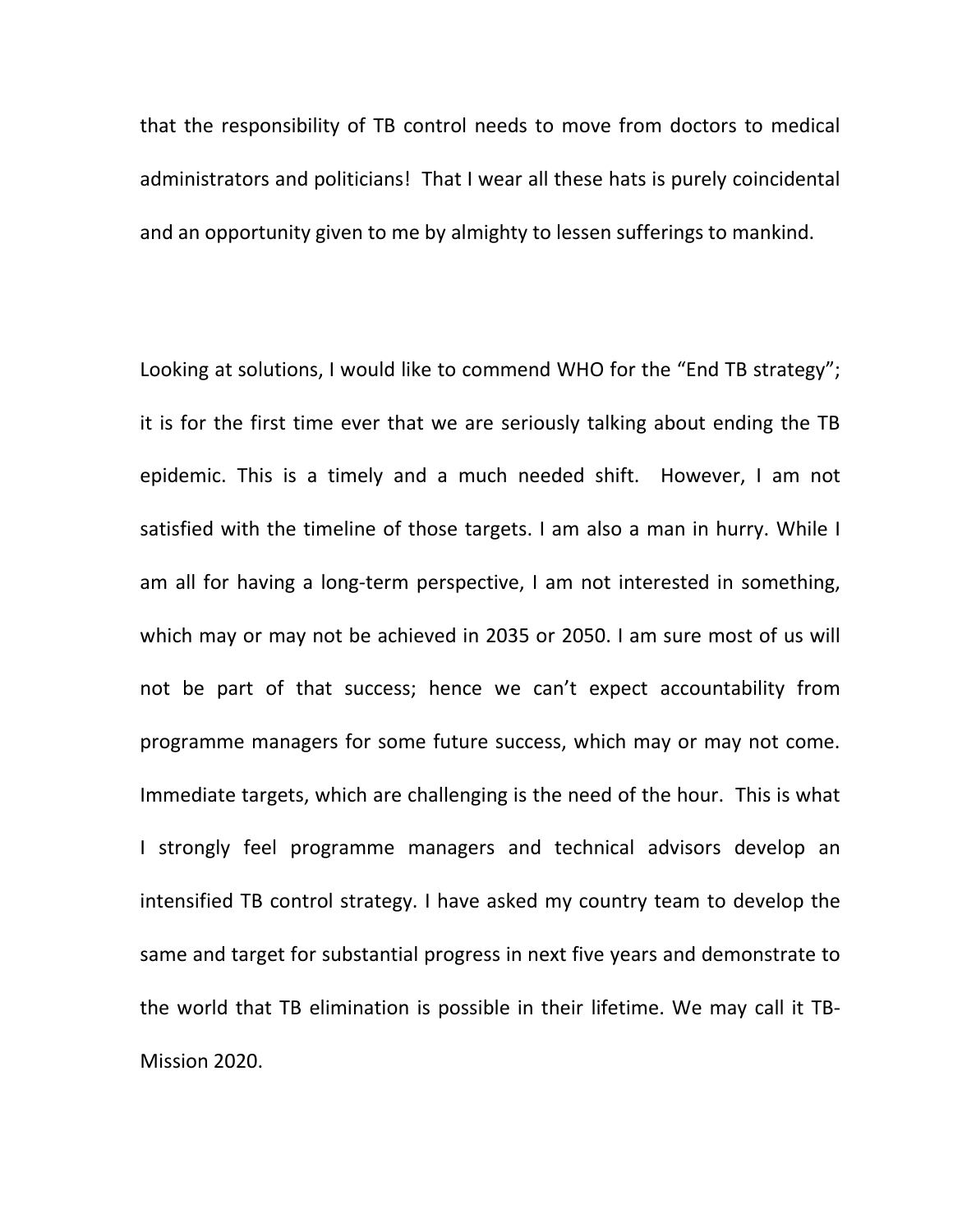that the responsibility of TB control needs to move from doctors to medical administrators and politicians! That I wear all these hats is purely coincidental and an opportunity given to me by almighty to lessen sufferings to mankind.

Looking at solutions, I would like to commend WHO for the "End TB strategy"; it is for the first time ever that we are seriously talking about ending the TB epidemic. This is a timely and a much needed shift. However, I am not satisfied with the timeline of those targets. I am also a man in hurry. While I am all for having a long-term perspective, I am not interested in something, which may or may not be achieved in 2035 or 2050. I am sure most of us will not be part of that success; hence we can't expect accountability from programme managers for some future success, which may or may not come. Immediate targets, which are challenging is the need of the hour. This is what I strongly feel programme managers and technical advisors develop an intensified TB control strategy. I have asked my country team to develop the same and target for substantial progress in next five years and demonstrate to the world that TB elimination is possible in their lifetime. We may call it TB-Mission 2020.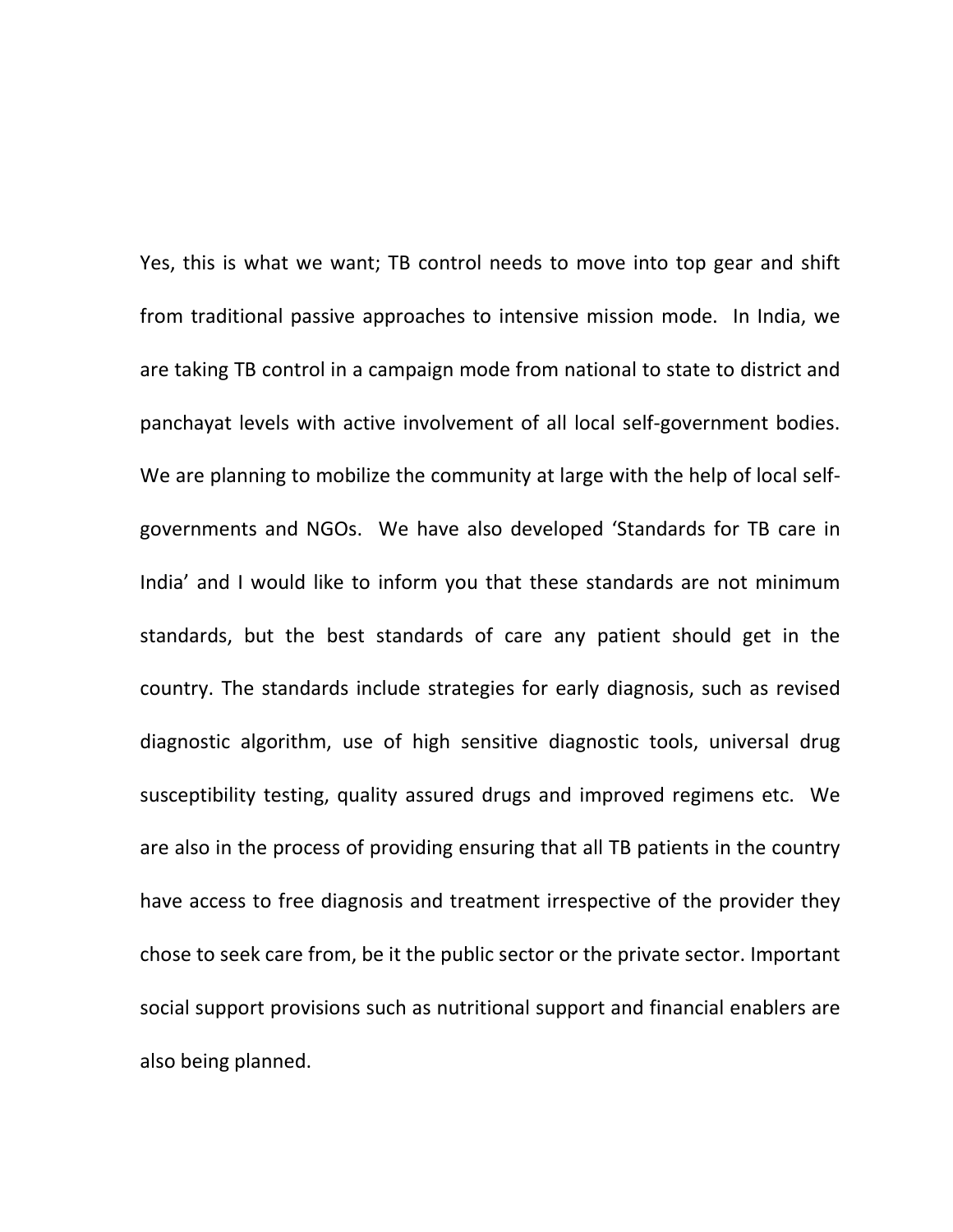Yes, this is what we want; TB control needs to move into top gear and shift from traditional passive approaches to intensive mission mode. In India, we are taking TB control in a campaign mode from national to state to district and panchayat levels with active involvement of all local self-government bodies. We are planning to mobilize the community at large with the help of local self-governments and NGOs. We have also developed 'Standards for TB care in India' and I would like to inform you that these standards are not minimum standards, but the best standards of care any patient should get in the country. The standards include strategies for early diagnosis, such as revised diagnostic algorithm, use of high sensitive diagnostic tools, universal drug susceptibility testing, quality assured drugs and improved regimens etc. We are also in the process of providing ensuring that all TB patients in the country have access to free diagnosis and treatment irrespective of the provider they chose to seek care from, be it the public sector or the private sector. Important social support provisions such as nutritional support and financial enablers are also being planned.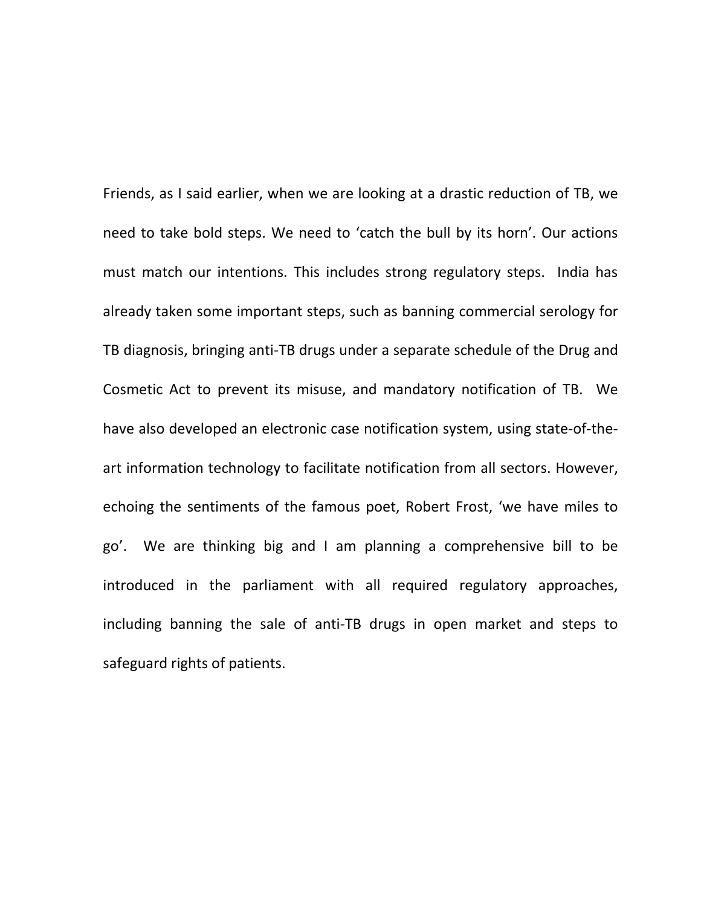Friends, as I said earlier, when we are looking at a drastic reduction of TB, we need to take bold steps. We need to 'catch the bull by its horn'. Our actions must match our intentions. This includes strong regulatory steps. India has already taken some important steps, such as banning commercial serology for TB diagnosis, bringing anti-TB drugs under a separate schedule of the Drug and Cosmetic Act to prevent its misuse, and mandatory notification of TB. We have also developed an electronic case notification system, using state-of-the-art information technology to facilitate notification from all sectors. However, echoing the sentiments of the famous poet, Robert Frost, 'we have miles to go'. We are thinking big and I am planning a comprehensive bill to be introduced in the parliament with all required regulatory approaches, including banning the sale of anti-TB drugs in open market and steps to safeguard rights of patients.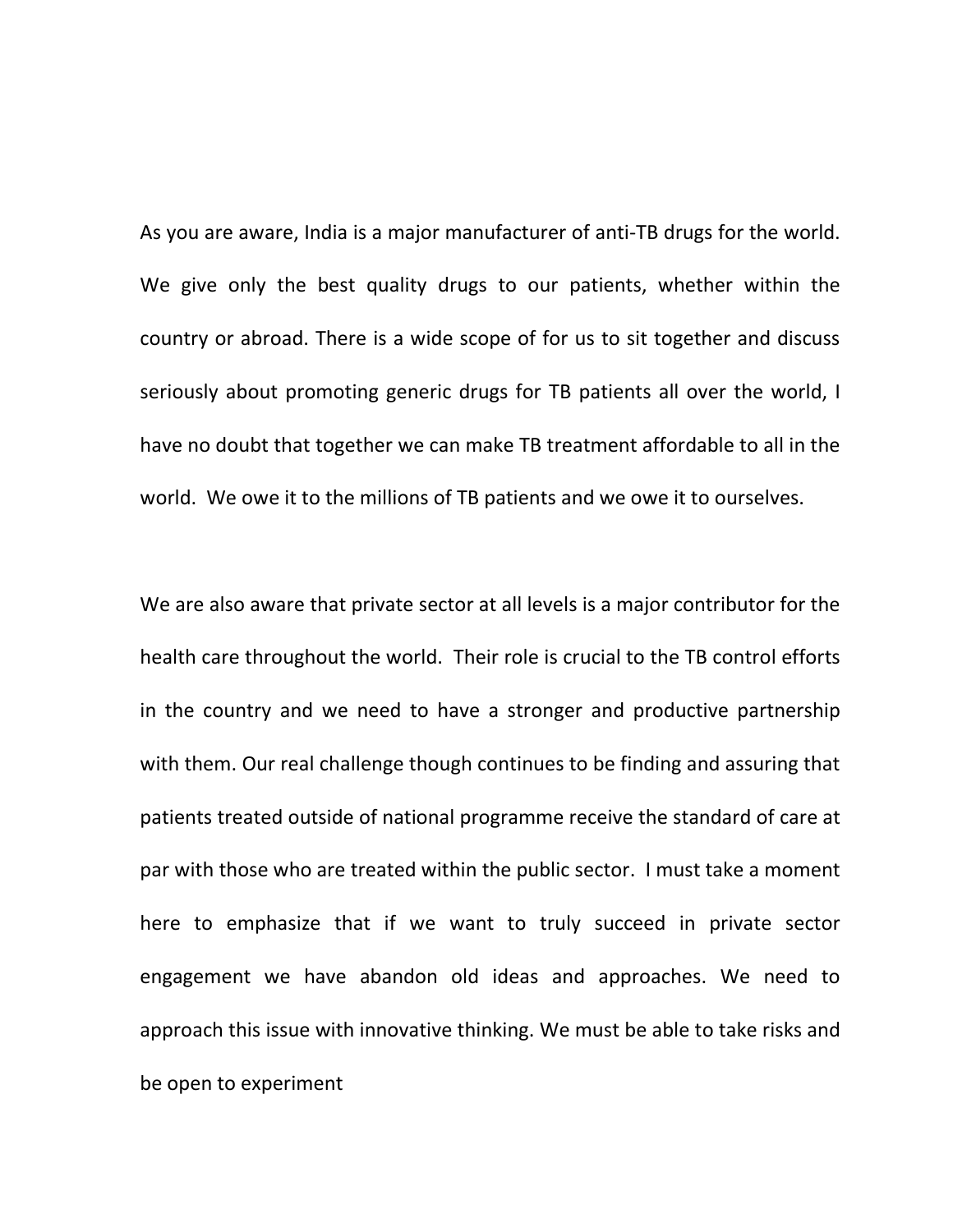As you are aware, India is a major manufacturer of anti-TB drugs for the world. We give only the best quality drugs to our patients, whether within the country or abroad. There is a wide scope of for us to sit together and discuss seriously about promoting generic drugs for TB patients all over the world, I have no doubt that together we can make TB treatment affordable to all in the world. We owe it to the millions of TB patients and we owe it to ourselves.

We are also aware that private sector at all levels is a major contributor for the health care throughout the world. Their role is crucial to the TB control efforts in the country and we need to have a stronger and productive partnership with them. Our real challenge though continues to be finding and assuring that patients treated outside of national programme receive the standard of care at par with those who are treated within the public sector. I must take a moment here to emphasize that if we want to truly succeed in private sector engagement we have abandon old ideas and approaches. We need to approach this issue with innovative thinking. We must be able to take risks and be open to experiment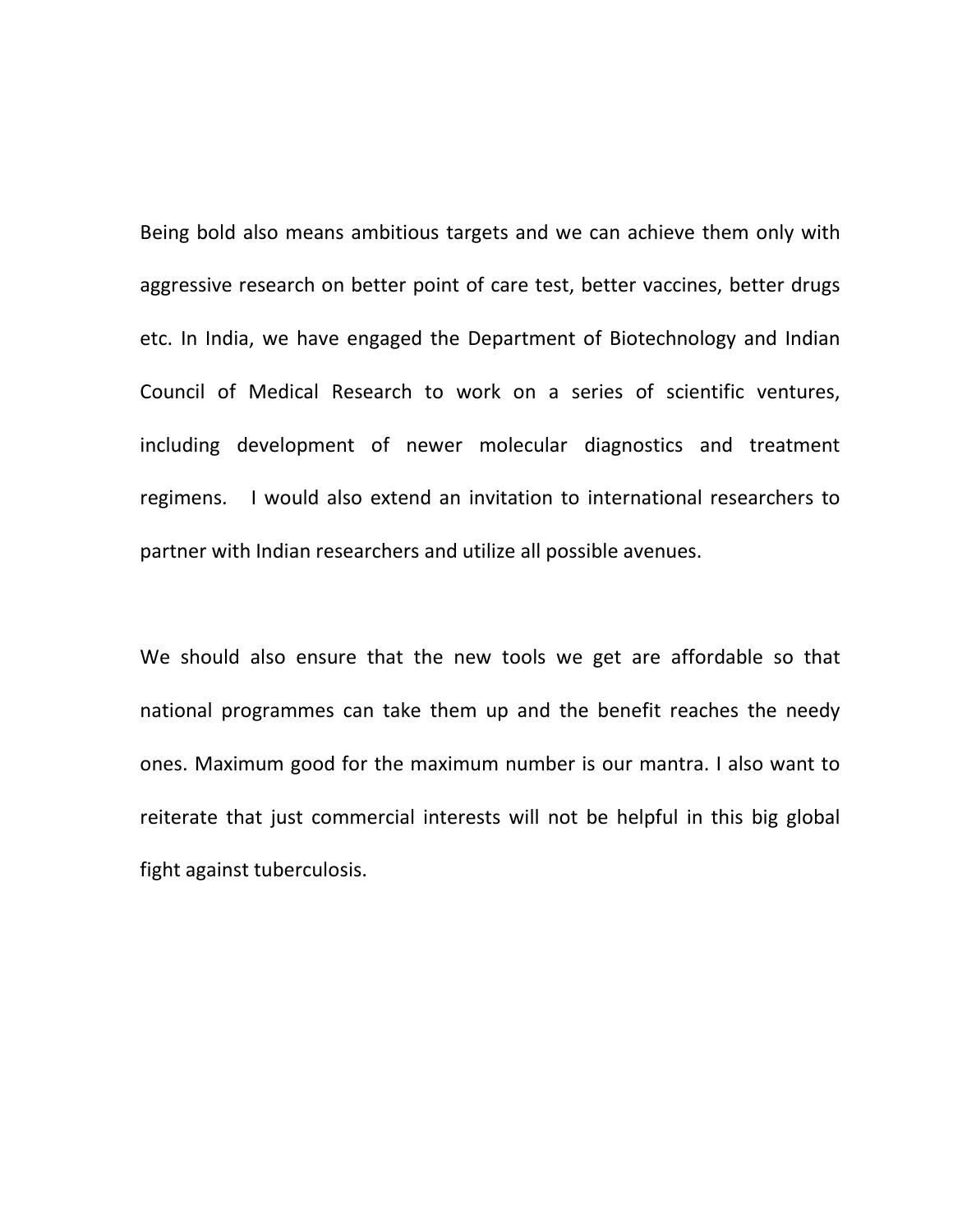Being bold also means ambitious targets and we can achieve them only with aggressive research on better point of care test, better vaccines, better drugs etc. In India, we have engaged the Department of Biotechnology and Indian Council of Medical Research to work on a series of scientific ventures, including development of newer molecular diagnostics and treatment regimens. I would also extend an invitation to international researchers to partner with Indian researchers and utilize all possible avenues.

We should also ensure that the new tools we get are affordable so that national programmes can take them up and the benefit reaches the needy ones. Maximum good for the maximum number is our mantra. I also want to reiterate that just commercial interests will not be helpful in this big global fight against tuberculosis.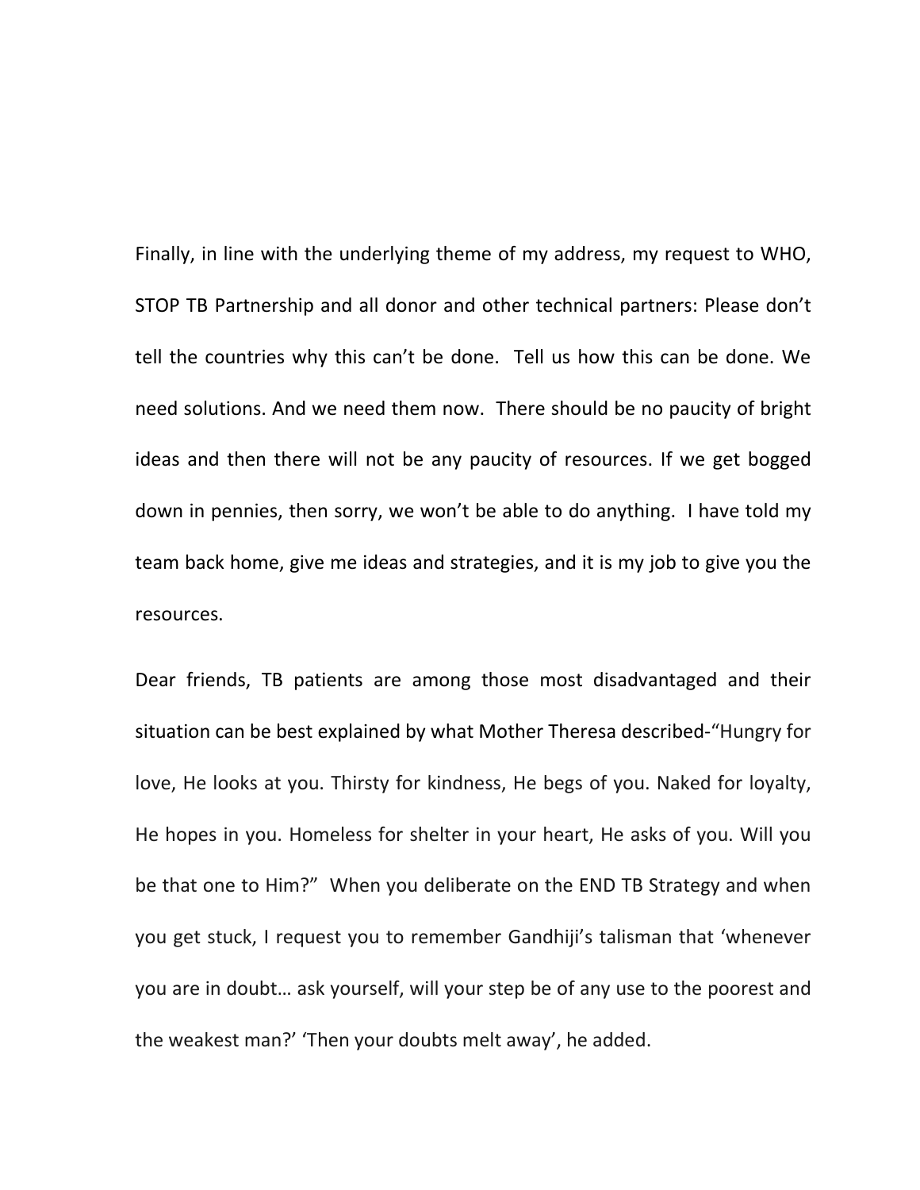Finally, in line with the underlying theme of my address, my request to WHO, STOP TB Partnership and all donor and other technical partners: Please don't tell the countries why this can't be done. Tell us how this can be done. We need solutions. And we need them now. There should be no paucity of bright ideas and then there will not be any paucity of resources. If we get bogged down in pennies, then sorry, we won't be able to do anything. I have told my team back home, give me ideas and strategies, and it is my job to give you the resources.

Dear friends, TB patients are among those most disadvantaged and their situation can be best explained by what Mother Theresa described-"Hungry for love, He looks at you. Thirsty for kindness, He begs of you. Naked for loyalty, He hopes in you. Homeless for shelter in your heart, He asks of you. Will you be that one to Him?" When you deliberate on the END TB Strategy and when you get stuck, I request you to remember Gandhiji's talisman that 'whenever you are in doubt… ask yourself, will your step be of any use to the poorest and the weakest man?' 'Then your doubts melt away', he added.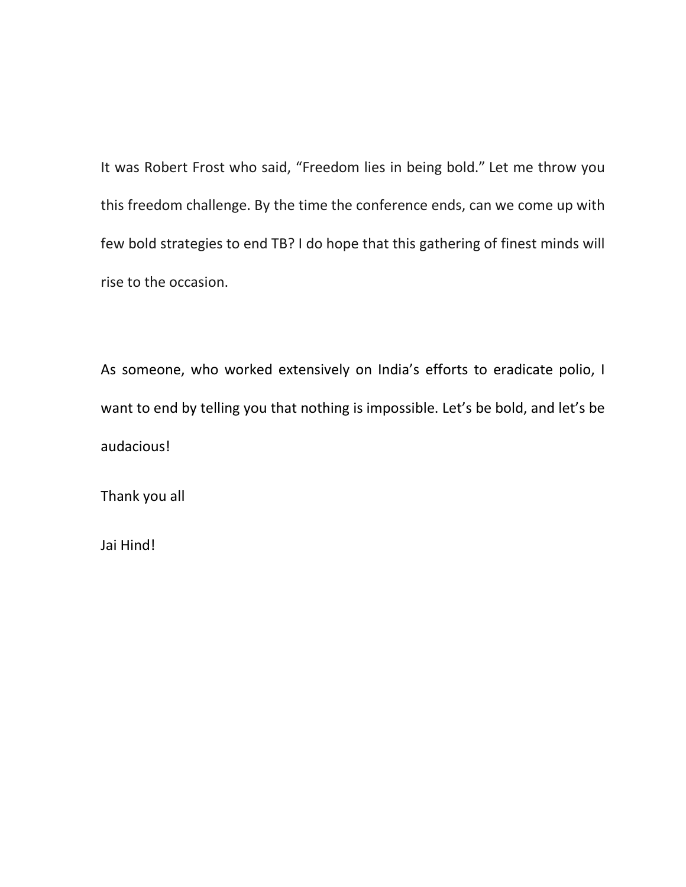It was Robert Frost who said, “Freedom lies in being bold.” Let me throw you this freedom challenge. By the time the conference ends, can we come up with few bold strategies to end TB? I do hope that this gathering of finest minds will rise to the occasion.

As someone, who worked extensively on India’s efforts to eradicate polio, I want to end by telling you that nothing is impossible. Let’s be bold, and let’s be audacious!

Thank you all

Jai Hind!